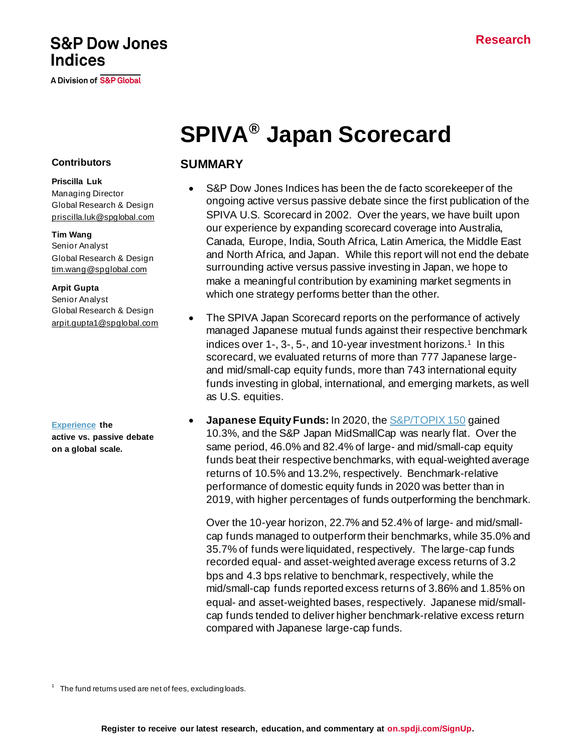S&P Dow Jones Indices

A Division of S&P Global

Research

# SPIVA® Japan Scorecard

**Contributors**

**Priscilla Luk**
Managing Director
Global Research & Design
priscilla.luk@spglobal.com

**Tim Wang**
Senior Analyst
Global Research & Design
tim.wang@spglobal.com

**Arpit Gupta**
Senior Analyst
Global Research & Design
arpit.gupta1@spglobal.com

**Experience the active vs. passive debate on a global scale.**

## SUMMARY

- S&P Dow Jones Indices has been the de facto scorekeeper of the ongoing active versus passive debate since the first publication of the SPIVA U.S. Scorecard in 2002. Over the years, we have built upon our experience by expanding scorecard coverage into Australia, Canada, Europe, India, South Africa, Latin America, the Middle East and North Africa, and Japan. While this report will not end the debate surrounding active versus passive investing in Japan, we hope to make a meaningful contribution by examining market segments in which one strategy performs better than the other.
- The SPIVA Japan Scorecard reports on the performance of actively managed Japanese mutual funds against their respective benchmark indices over 1-, 3-, 5-, and 10-year investment horizons.[1] In this scorecard, we evaluated returns of more than 777 Japanese large- and mid/small-cap equity funds, more than 743 international equity funds investing in global, international, and emerging markets, as well as U.S. equities.
- **Japanese Equity Funds:** In 2020, the S&P/TOPIX 150 gained 10.3%, and the S&P Japan MidSmallCap was nearly flat. Over the same period, 46.0% and 82.4% of large- and mid/small-cap equity funds beat their respective benchmarks, with equal-weighted average returns of 10.5% and 13.2%, respectively. Benchmark-relative performance of domestic equity funds in 2020 was better than in 2019, with higher percentages of funds outperforming the benchmark.

  Over the 10-year horizon, 22.7% and 52.4% of large- and mid/small-cap funds managed to outperform their benchmarks, while 35.0% and 35.7% of funds were liquidated, respectively. The large-cap funds recorded equal- and asset-weighted average excess returns of 3.2 bps and 4.3 bps relative to benchmark, respectively, while the mid/small-cap funds reported excess returns of 3.86% and 1.85% on equal- and asset-weighted bases, respectively. Japanese mid/small-cap funds tended to deliver higher benchmark-relative excess return compared with Japanese large-cap funds.

[1] The fund returns used are net of fees, excluding loads.

Register to receive our latest research, education, and commentary at on.spdji.com/SignUp.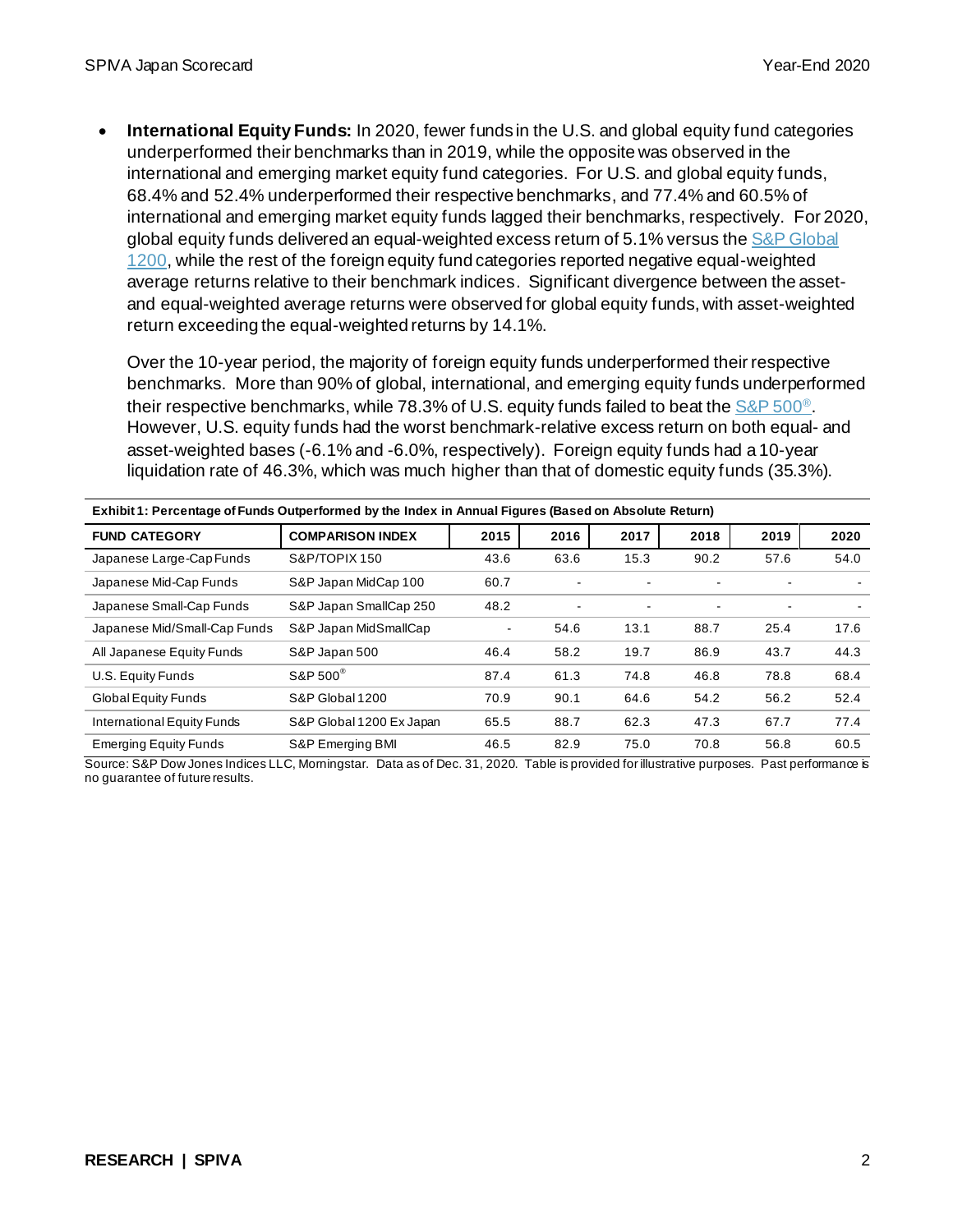- **International Equity Funds:** In 2020, fewer funds in the U.S. and global equity fund categories underperformed their benchmarks than in 2019, while the opposite was observed in the international and emerging market equity fund categories. For U.S. and global equity funds, 68.4% and 52.4% underperformed their respective benchmarks, and 77.4% and 60.5% of international and emerging market equity funds lagged their benchmarks, respectively. For 2020, global equity funds delivered an equal-weighted excess return of 5.1% versus the S&P Global 1200, while the rest of the foreign equity fund categories reported negative equal-weighted average returns relative to their benchmark indices. Significant divergence between the asset- and equal-weighted average returns were observed for global equity funds, with asset-weighted return exceeding the equal-weighted returns by 14.1%.

  Over the 10-year period, the majority of foreign equity funds underperformed their respective benchmarks. More than 90% of global, international, and emerging equity funds underperformed their respective benchmarks, while 78.3% of U.S. equity funds failed to beat the S&P 500®. However, U.S. equity funds had the worst benchmark-relative excess return on both equal- and asset-weighted bases (-6.1% and -6.0%, respectively). Foreign equity funds had a 10-year liquidation rate of 46.3%, which was much higher than that of domestic equity funds (35.3%).

**Exhibit 1: Percentage of Funds Outperformed by the Index in Annual Figures (Based on Absolute Return)**

| FUND CATEGORY | COMPARISON INDEX | 2015 | 2016 | 2017 | 2018 | 2019 | 2020 |
|---|---|---|---|---|---|---|---|
| Japanese Large-Cap Funds | S&P/TOPIX 150 | 43.6 | 63.6 | 15.3 | 90.2 | 57.6 | 54.0 |
| Japanese Mid-Cap Funds | S&P Japan MidCap 100 | 60.7 | - | - | - | - | - |
| Japanese Small-Cap Funds | S&P Japan SmallCap 250 | 48.2 | - | - | - | - | - |
| Japanese Mid/Small-Cap Funds | S&P Japan MidSmallCap | - | 54.6 | 13.1 | 88.7 | 25.4 | 17.6 |
| All Japanese Equity Funds | S&P Japan 500 | 46.4 | 58.2 | 19.7 | 86.9 | 43.7 | 44.3 |
| U.S. Equity Funds | S&P 500® | 87.4 | 61.3 | 74.8 | 46.8 | 78.8 | 68.4 |
| Global Equity Funds | S&P Global 1200 | 70.9 | 90.1 | 64.6 | 54.2 | 56.2 | 52.4 |
| International Equity Funds | S&P Global 1200 Ex Japan | 65.5 | 88.7 | 62.3 | 47.3 | 67.7 | 77.4 |
| Emerging Equity Funds | S&P Emerging BMI | 46.5 | 82.9 | 75.0 | 70.8 | 56.8 | 60.5 |

Source: S&P Dow Jones Indices LLC, Morningstar. Data as of Dec. 31, 2020. Table is provided for illustrative purposes. Past performance is no guarantee of future results.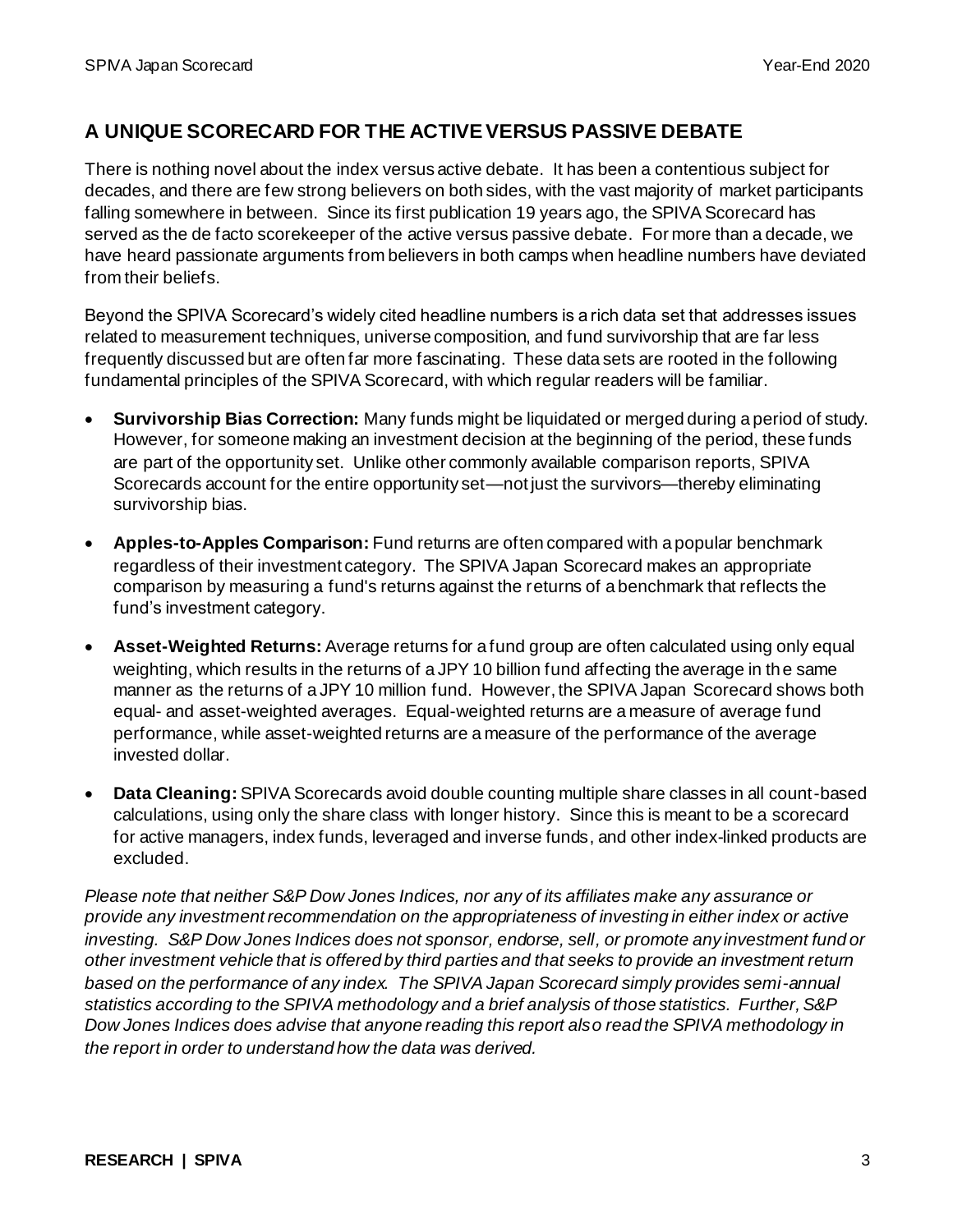## A UNIQUE SCORECARD FOR THE ACTIVE VERSUS PASSIVE DEBATE

There is nothing novel about the index versus active debate. It has been a contentious subject for decades, and there are few strong believers on both sides, with the vast majority of market participants falling somewhere in between. Since its first publication 19 years ago, the SPIVA Scorecard has served as the de facto scorekeeper of the active versus passive debate. For more than a decade, we have heard passionate arguments from believers in both camps when headline numbers have deviated from their beliefs.

Beyond the SPIVA Scorecard's widely cited headline numbers is a rich data set that addresses issues related to measurement techniques, universe composition, and fund survivorship that are far less frequently discussed but are often far more fascinating. These data sets are rooted in the following fundamental principles of the SPIVA Scorecard, with which regular readers will be familiar.

- **Survivorship Bias Correction:** Many funds might be liquidated or merged during a period of study. However, for someone making an investment decision at the beginning of the period, these funds are part of the opportunity set. Unlike other commonly available comparison reports, SPIVA Scorecards account for the entire opportunity set—not just the survivors—thereby eliminating survivorship bias.
- **Apples-to-Apples Comparison:** Fund returns are often compared with a popular benchmark regardless of their investment category. The SPIVA Japan Scorecard makes an appropriate comparison by measuring a fund's returns against the returns of a benchmark that reflects the fund's investment category.
- **Asset-Weighted Returns:** Average returns for a fund group are often calculated using only equal weighting, which results in the returns of a JPY 10 billion fund affecting the average in the same manner as the returns of a JPY 10 million fund. However, the SPIVA Japan Scorecard shows both equal- and asset-weighted averages. Equal-weighted returns are a measure of average fund performance, while asset-weighted returns are a measure of the performance of the average invested dollar.
- **Data Cleaning:** SPIVA Scorecards avoid double counting multiple share classes in all count-based calculations, using only the share class with longer history. Since this is meant to be a scorecard for active managers, index funds, leveraged and inverse funds, and other index-linked products are excluded.

*Please note that neither S&P Dow Jones Indices, nor any of its affiliates make any assurance or provide any investment recommendation on the appropriateness of investing in either index or active investing. S&P Dow Jones Indices does not sponsor, endorse, sell, or promote any investment fund or other investment vehicle that is offered by third parties and that seeks to provide an investment return based on the performance of any index. The SPIVA Japan Scorecard simply provides semi-annual statistics according to the SPIVA methodology and a brief analysis of those statistics. Further, S&P Dow Jones Indices does advise that anyone reading this report also read the SPIVA methodology in the report in order to understand how the data was derived.*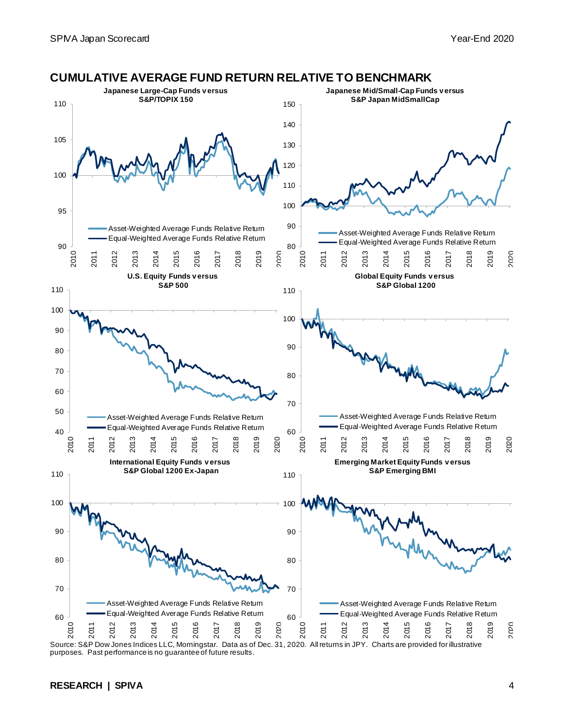## CUMULATIVE AVERAGE FUND RETURN RELATIVE TO BENCHMARK

**Japanese Large-Cap Funds versus S&P/TOPIX 150**

Asset-Weighted Average Funds Relative Return
Equal-Weighted Average Funds Relative Return

**Japanese Mid/Small-Cap Funds versus S&P Japan MidSmallCap**

Asset-Weighted Average Funds Relative Return
Equal-Weighted Average Funds Relative Return

**U.S. Equity Funds versus S&P 500**

Asset-Weighted Average Funds Relative Return
Equal-Weighted Average Funds Relative Return

**Global Equity Funds versus S&P Global 1200**

Asset-Weighted Average Funds Relative Return
Equal-Weighted Average Funds Relative Return

**International Equity Funds versus S&P Global 1200 Ex-Japan**

Asset-Weighted Average Funds Relative Return
Equal-Weighted Average Funds Relative Return

**Emerging Market Equity Funds versus S&P Emerging BMI**

Asset-Weighted Average Funds Relative Return
Equal-Weighted Average Funds Relative Return

Source: S&P Dow Jones Indices LLC, Morningstar. Data as of Dec. 31, 2020. All returns in JPY. Charts are provided for illustrative purposes. Past performance is no guarantee of future results.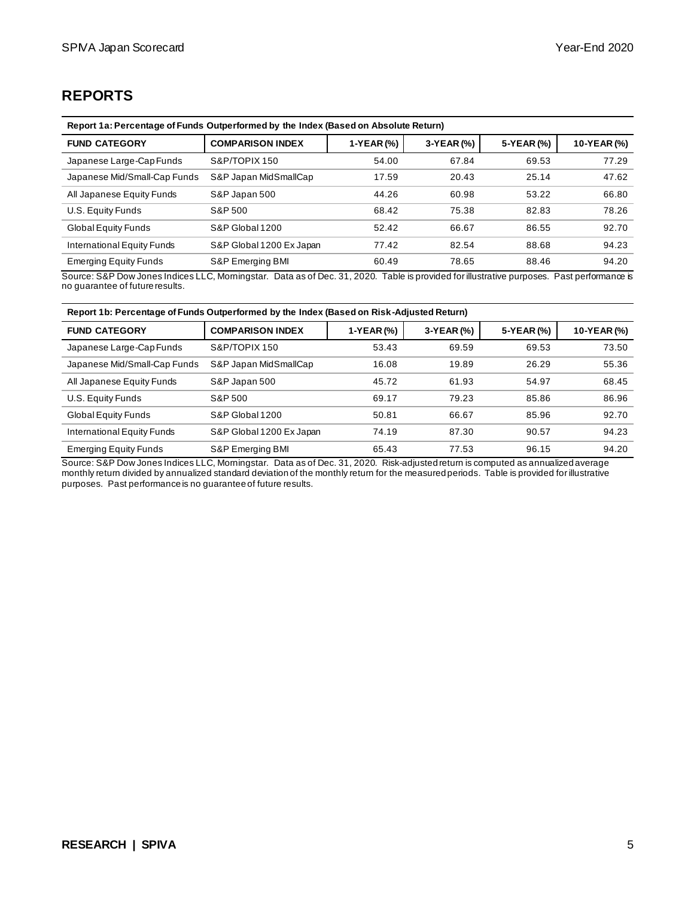## REPORTS

**Report 1a: Percentage of Funds Outperformed by the Index (Based on Absolute Return)**

| FUND CATEGORY | COMPARISON INDEX | 1-YEAR (%) | 3-YEAR (%) | 5-YEAR (%) | 10-YEAR (%) |
|---|---|---|---|---|---|
| Japanese Large-Cap Funds | S&P/TOPIX 150 | 54.00 | 67.84 | 69.53 | 77.29 |
| Japanese Mid/Small-Cap Funds | S&P Japan MidSmallCap | 17.59 | 20.43 | 25.14 | 47.62 |
| All Japanese Equity Funds | S&P Japan 500 | 44.26 | 60.98 | 53.22 | 66.80 |
| U.S. Equity Funds | S&P 500 | 68.42 | 75.38 | 82.83 | 78.26 |
| Global Equity Funds | S&P Global 1200 | 52.42 | 66.67 | 86.55 | 92.70 |
| International Equity Funds | S&P Global 1200 Ex Japan | 77.42 | 82.54 | 88.68 | 94.23 |
| Emerging Equity Funds | S&P Emerging BMI | 60.49 | 78.65 | 88.46 | 94.20 |

Source: S&P Dow Jones Indices LLC, Morningstar. Data as of Dec. 31, 2020. Table is provided for illustrative purposes. Past performance is no guarantee of future results.

**Report 1b: Percentage of Funds Outperformed by the Index (Based on Risk-Adjusted Return)**

| FUND CATEGORY | COMPARISON INDEX | 1-YEAR (%) | 3-YEAR (%) | 5-YEAR (%) | 10-YEAR (%) |
|---|---|---|---|---|---|
| Japanese Large-Cap Funds | S&P/TOPIX 150 | 53.43 | 69.59 | 69.53 | 73.50 |
| Japanese Mid/Small-Cap Funds | S&P Japan MidSmallCap | 16.08 | 19.89 | 26.29 | 55.36 |
| All Japanese Equity Funds | S&P Japan 500 | 45.72 | 61.93 | 54.97 | 68.45 |
| U.S. Equity Funds | S&P 500 | 69.17 | 79.23 | 85.86 | 86.96 |
| Global Equity Funds | S&P Global 1200 | 50.81 | 66.67 | 85.96 | 92.70 |
| International Equity Funds | S&P Global 1200 Ex Japan | 74.19 | 87.30 | 90.57 | 94.23 |
| Emerging Equity Funds | S&P Emerging BMI | 65.43 | 77.53 | 96.15 | 94.20 |

Source: S&P Dow Jones Indices LLC, Morningstar. Data as of Dec. 31, 2020. Risk-adjusted return is computed as annualized average monthly return divided by annualized standard deviation of the monthly return for the measured periods. Table is provided for illustrative purposes. Past performance is no guarantee of future results.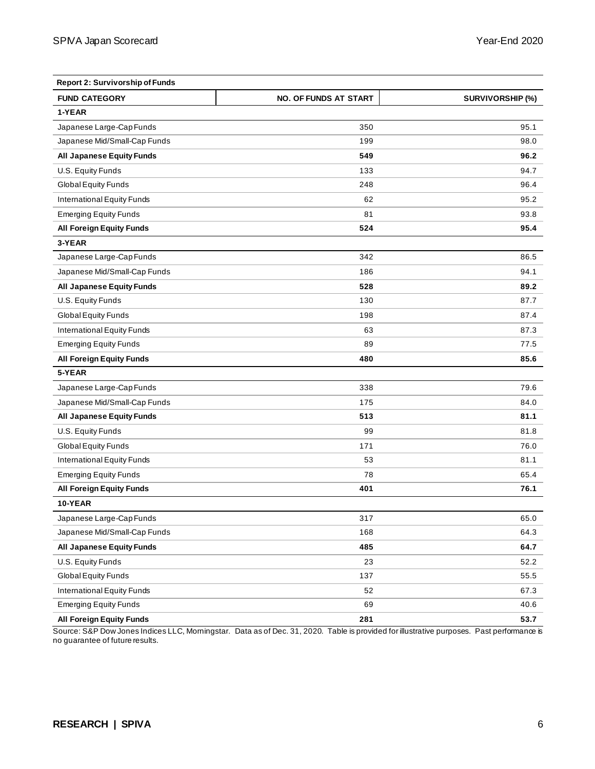**Report 2: Survivorship of Funds**

| FUND CATEGORY | NO. OF FUNDS AT START | SURVIVORSHIP (%) |
|---|---|---|
| **1-YEAR** | | |
| Japanese Large-Cap Funds | 350 | 95.1 |
| Japanese Mid/Small-Cap Funds | 199 | 98.0 |
| **All Japanese Equity Funds** | **549** | **96.2** |
| U.S. Equity Funds | 133 | 94.7 |
| Global Equity Funds | 248 | 96.4 |
| International Equity Funds | 62 | 95.2 |
| Emerging Equity Funds | 81 | 93.8 |
| **All Foreign Equity Funds** | **524** | **95.4** |
| **3-YEAR** | | |
| Japanese Large-Cap Funds | 342 | 86.5 |
| Japanese Mid/Small-Cap Funds | 186 | 94.1 |
| **All Japanese Equity Funds** | **528** | **89.2** |
| U.S. Equity Funds | 130 | 87.7 |
| Global Equity Funds | 198 | 87.4 |
| International Equity Funds | 63 | 87.3 |
| Emerging Equity Funds | 89 | 77.5 |
| **All Foreign Equity Funds** | **480** | **85.6** |
| **5-YEAR** | | |
| Japanese Large-Cap Funds | 338 | 79.6 |
| Japanese Mid/Small-Cap Funds | 175 | 84.0 |
| **All Japanese Equity Funds** | **513** | **81.1** |
| U.S. Equity Funds | 99 | 81.8 |
| Global Equity Funds | 171 | 76.0 |
| International Equity Funds | 53 | 81.1 |
| Emerging Equity Funds | 78 | 65.4 |
| **All Foreign Equity Funds** | **401** | **76.1** |
| **10-YEAR** | | |
| Japanese Large-Cap Funds | 317 | 65.0 |
| Japanese Mid/Small-Cap Funds | 168 | 64.3 |
| **All Japanese Equity Funds** | **485** | **64.7** |
| U.S. Equity Funds | 23 | 52.2 |
| Global Equity Funds | 137 | 55.5 |
| International Equity Funds | 52 | 67.3 |
| Emerging Equity Funds | 69 | 40.6 |
| **All Foreign Equity Funds** | **281** | **53.7** |

Source: S&P Dow Jones Indices LLC, Morningstar. Data as of Dec. 31, 2020. Table is provided for illustrative purposes. Past performance is no guarantee of future results.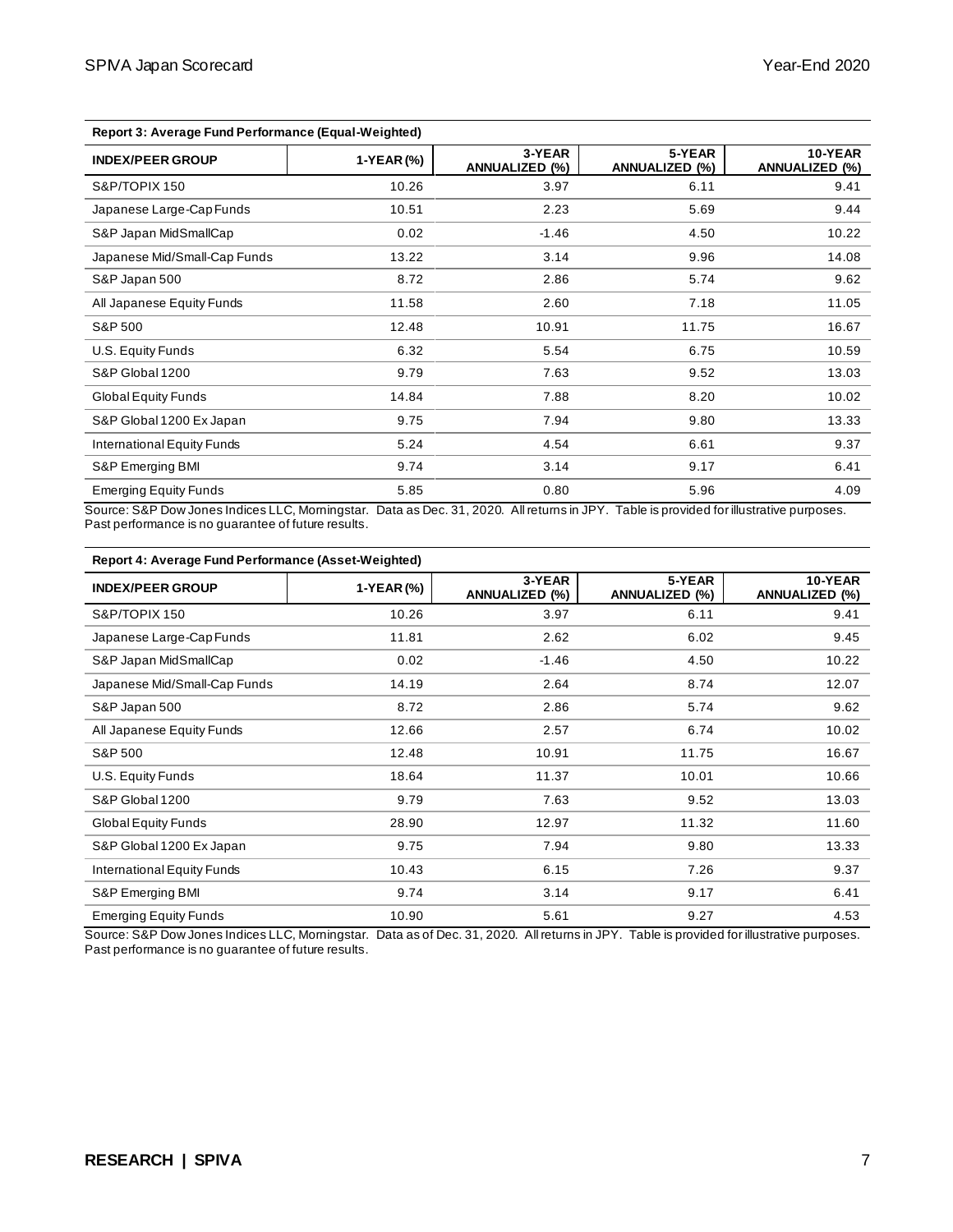**Report 3: Average Fund Performance (Equal-Weighted)**

| INDEX/PEER GROUP | 1-YEAR (%) | 3-YEAR ANNUALIZED (%) | 5-YEAR ANNUALIZED (%) | 10-YEAR ANNUALIZED (%) |
|---|---|---|---|---|
| S&P/TOPIX 150 | 10.26 | 3.97 | 6.11 | 9.41 |
| Japanese Large-Cap Funds | 10.51 | 2.23 | 5.69 | 9.44 |
| S&P Japan MidSmallCap | 0.02 | -1.46 | 4.50 | 10.22 |
| Japanese Mid/Small-Cap Funds | 13.22 | 3.14 | 9.96 | 14.08 |
| S&P Japan 500 | 8.72 | 2.86 | 5.74 | 9.62 |
| All Japanese Equity Funds | 11.58 | 2.60 | 7.18 | 11.05 |
| S&P 500 | 12.48 | 10.91 | 11.75 | 16.67 |
| U.S. Equity Funds | 6.32 | 5.54 | 6.75 | 10.59 |
| S&P Global 1200 | 9.79 | 7.63 | 9.52 | 13.03 |
| Global Equity Funds | 14.84 | 7.88 | 8.20 | 10.02 |
| S&P Global 1200 Ex Japan | 9.75 | 7.94 | 9.80 | 13.33 |
| International Equity Funds | 5.24 | 4.54 | 6.61 | 9.37 |
| S&P Emerging BMI | 9.74 | 3.14 | 9.17 | 6.41 |
| Emerging Equity Funds | 5.85 | 0.80 | 5.96 | 4.09 |

Source: S&P Dow Jones Indices LLC, Morningstar. Data as Dec. 31, 2020. All returns in JPY. Table is provided for illustrative purposes. Past performance is no guarantee of future results.

**Report 4: Average Fund Performance (Asset-Weighted)**

| INDEX/PEER GROUP | 1-YEAR (%) | 3-YEAR ANNUALIZED (%) | 5-YEAR ANNUALIZED (%) | 10-YEAR ANNUALIZED (%) |
|---|---|---|---|---|
| S&P/TOPIX 150 | 10.26 | 3.97 | 6.11 | 9.41 |
| Japanese Large-Cap Funds | 11.81 | 2.62 | 6.02 | 9.45 |
| S&P Japan MidSmallCap | 0.02 | -1.46 | 4.50 | 10.22 |
| Japanese Mid/Small-Cap Funds | 14.19 | 2.64 | 8.74 | 12.07 |
| S&P Japan 500 | 8.72 | 2.86 | 5.74 | 9.62 |
| All Japanese Equity Funds | 12.66 | 2.57 | 6.74 | 10.02 |
| S&P 500 | 12.48 | 10.91 | 11.75 | 16.67 |
| U.S. Equity Funds | 18.64 | 11.37 | 10.01 | 10.66 |
| S&P Global 1200 | 9.79 | 7.63 | 9.52 | 13.03 |
| Global Equity Funds | 28.90 | 12.97 | 11.32 | 11.60 |
| S&P Global 1200 Ex Japan | 9.75 | 7.94 | 9.80 | 13.33 |
| International Equity Funds | 10.43 | 6.15 | 7.26 | 9.37 |
| S&P Emerging BMI | 9.74 | 3.14 | 9.17 | 6.41 |
| Emerging Equity Funds | 10.90 | 5.61 | 9.27 | 4.53 |

Source: S&P Dow Jones Indices LLC, Morningstar. Data as of Dec. 31, 2020. All returns in JPY. Table is provided for illustrative purposes. Past performance is no guarantee of future results.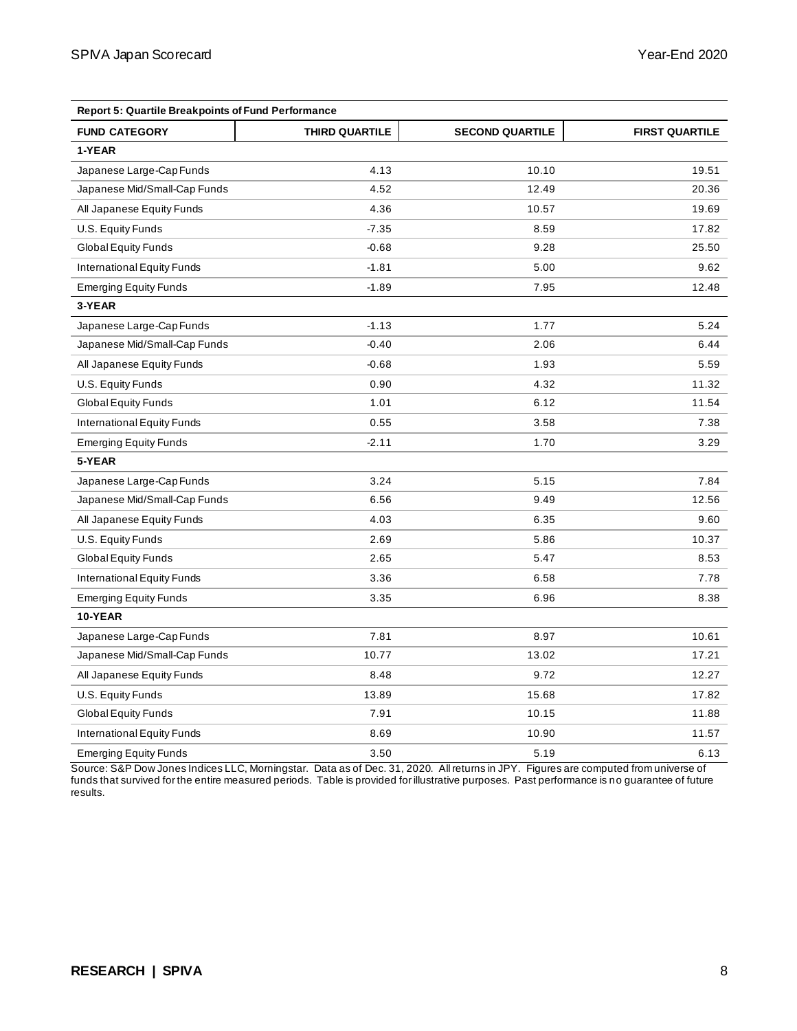**Report 5: Quartile Breakpoints of Fund Performance**

| FUND CATEGORY | THIRD QUARTILE | SECOND QUARTILE | FIRST QUARTILE |
|---|---|---|---|
| **1-YEAR** | | | |
| Japanese Large-Cap Funds | 4.13 | 10.10 | 19.51 |
| Japanese Mid/Small-Cap Funds | 4.52 | 12.49 | 20.36 |
| All Japanese Equity Funds | 4.36 | 10.57 | 19.69 |
| U.S. Equity Funds | -7.35 | 8.59 | 17.82 |
| Global Equity Funds | -0.68 | 9.28 | 25.50 |
| International Equity Funds | -1.81 | 5.00 | 9.62 |
| Emerging Equity Funds | -1.89 | 7.95 | 12.48 |
| **3-YEAR** | | | |
| Japanese Large-Cap Funds | -1.13 | 1.77 | 5.24 |
| Japanese Mid/Small-Cap Funds | -0.40 | 2.06 | 6.44 |
| All Japanese Equity Funds | -0.68 | 1.93 | 5.59 |
| U.S. Equity Funds | 0.90 | 4.32 | 11.32 |
| Global Equity Funds | 1.01 | 6.12 | 11.54 |
| International Equity Funds | 0.55 | 3.58 | 7.38 |
| Emerging Equity Funds | -2.11 | 1.70 | 3.29 |
| **5-YEAR** | | | |
| Japanese Large-Cap Funds | 3.24 | 5.15 | 7.84 |
| Japanese Mid/Small-Cap Funds | 6.56 | 9.49 | 12.56 |
| All Japanese Equity Funds | 4.03 | 6.35 | 9.60 |
| U.S. Equity Funds | 2.69 | 5.86 | 10.37 |
| Global Equity Funds | 2.65 | 5.47 | 8.53 |
| International Equity Funds | 3.36 | 6.58 | 7.78 |
| Emerging Equity Funds | 3.35 | 6.96 | 8.38 |
| **10-YEAR** | | | |
| Japanese Large-Cap Funds | 7.81 | 8.97 | 10.61 |
| Japanese Mid/Small-Cap Funds | 10.77 | 13.02 | 17.21 |
| All Japanese Equity Funds | 8.48 | 9.72 | 12.27 |
| U.S. Equity Funds | 13.89 | 15.68 | 17.82 |
| Global Equity Funds | 7.91 | 10.15 | 11.88 |
| International Equity Funds | 8.69 | 10.90 | 11.57 |
| Emerging Equity Funds | 3.50 | 5.19 | 6.13 |

Source: S&P Dow Jones Indices LLC, Morningstar. Data as of Dec. 31, 2020. All returns in JPY. Figures are computed from universe of funds that survived for the entire measured periods. Table is provided for illustrative purposes. Past performance is no guarantee of future results.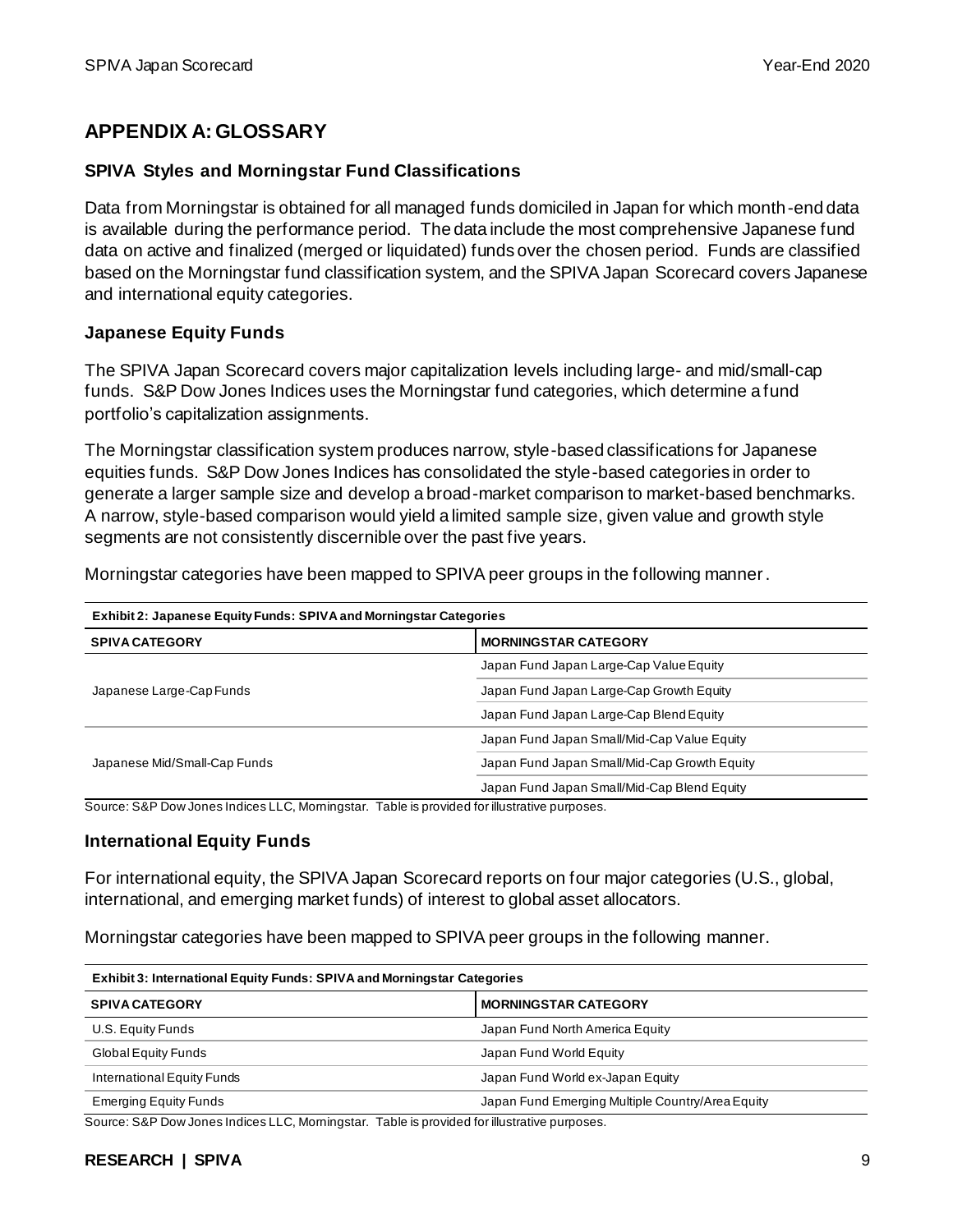## APPENDIX A: GLOSSARY

### SPIVA Styles and Morningstar Fund Classifications

Data from Morningstar is obtained for all managed funds domiciled in Japan for which month-end data is available during the performance period. The data include the most comprehensive Japanese fund data on active and finalized (merged or liquidated) funds over the chosen period. Funds are classified based on the Morningstar fund classification system, and the SPIVA Japan Scorecard covers Japanese and international equity categories.

### Japanese Equity Funds

The SPIVA Japan Scorecard covers major capitalization levels including large- and mid/small-cap funds. S&P Dow Jones Indices uses the Morningstar fund categories, which determine a fund portfolio's capitalization assignments.

The Morningstar classification system produces narrow, style-based classifications for Japanese equities funds. S&P Dow Jones Indices has consolidated the style-based categories in order to generate a larger sample size and develop a broad-market comparison to market-based benchmarks. A narrow, style-based comparison would yield a limited sample size, given value and growth style segments are not consistently discernible over the past five years.

Morningstar categories have been mapped to SPIVA peer groups in the following manner.

**Exhibit 2: Japanese Equity Funds: SPIVA and Morningstar Categories**

| SPIVA CATEGORY | MORNINGSTAR CATEGORY |
|---|---|
| Japanese Large-Cap Funds | Japan Fund Japan Large-Cap Value Equity |
| | Japan Fund Japan Large-Cap Growth Equity |
| | Japan Fund Japan Large-Cap Blend Equity |
| Japanese Mid/Small-Cap Funds | Japan Fund Japan Small/Mid-Cap Value Equity |
| | Japan Fund Japan Small/Mid-Cap Growth Equity |
| | Japan Fund Japan Small/Mid-Cap Blend Equity |

Source: S&P Dow Jones Indices LLC, Morningstar. Table is provided for illustrative purposes.

### International Equity Funds

For international equity, the SPIVA Japan Scorecard reports on four major categories (U.S., global, international, and emerging market funds) of interest to global asset allocators.

Morningstar categories have been mapped to SPIVA peer groups in the following manner.

**Exhibit 3: International Equity Funds: SPIVA and Morningstar Categories**

| SPIVA CATEGORY | MORNINGSTAR CATEGORY |
|---|---|
| U.S. Equity Funds | Japan Fund North America Equity |
| Global Equity Funds | Japan Fund World Equity |
| International Equity Funds | Japan Fund World ex-Japan Equity |
| Emerging Equity Funds | Japan Fund Emerging Multiple Country/Area Equity |

Source: S&P Dow Jones Indices LLC, Morningstar. Table is provided for illustrative purposes.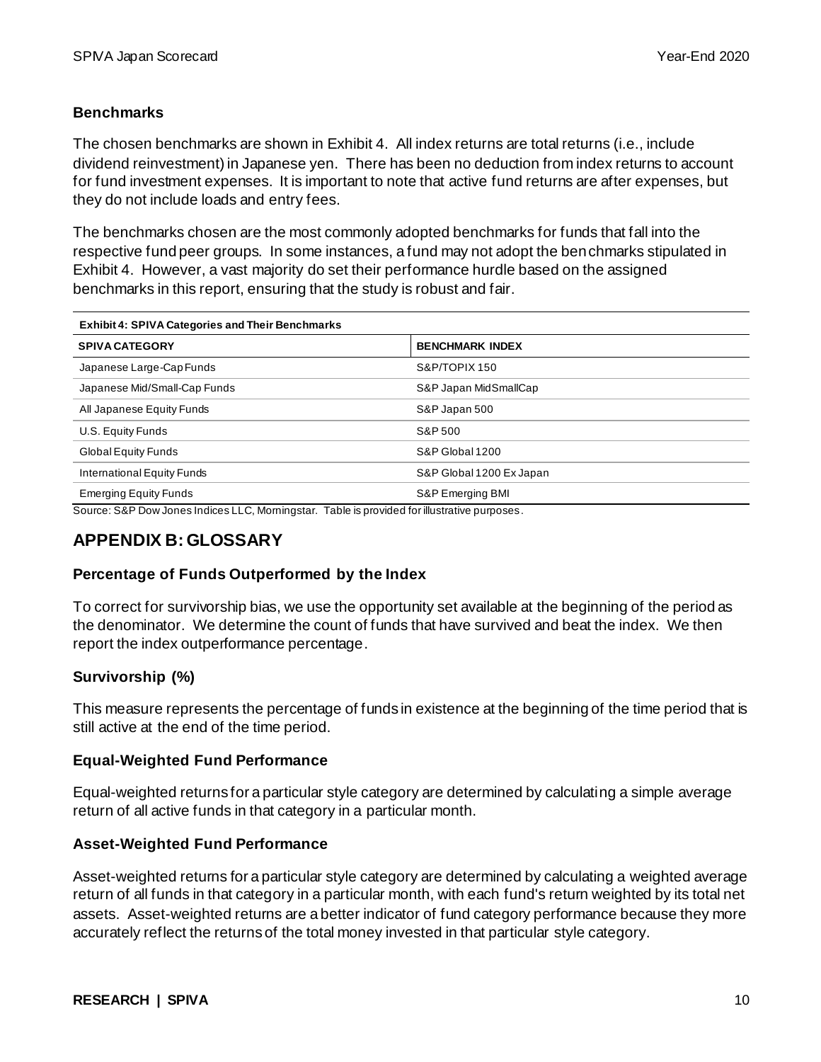### Benchmarks

The chosen benchmarks are shown in Exhibit 4. All index returns are total returns (i.e., include dividend reinvestment) in Japanese yen. There has been no deduction from index returns to account for fund investment expenses. It is important to note that active fund returns are after expenses, but they do not include loads and entry fees.

The benchmarks chosen are the most commonly adopted benchmarks for funds that fall into the respective fund peer groups. In some instances, a fund may not adopt the benchmarks stipulated in Exhibit 4. However, a vast majority do set their performance hurdle based on the assigned benchmarks in this report, ensuring that the study is robust and fair.

**Exhibit 4: SPIVA Categories and Their Benchmarks**

| SPIVA CATEGORY | BENCHMARK INDEX |
|---|---|
| Japanese Large-Cap Funds | S&P/TOPIX 150 |
| Japanese Mid/Small-Cap Funds | S&P Japan MidSmallCap |
| All Japanese Equity Funds | S&P Japan 500 |
| U.S. Equity Funds | S&P 500 |
| Global Equity Funds | S&P Global 1200 |
| International Equity Funds | S&P Global 1200 Ex Japan |
| Emerging Equity Funds | S&P Emerging BMI |

Source: S&P Dow Jones Indices LLC, Morningstar. Table is provided for illustrative purposes.

## APPENDIX B: GLOSSARY

### Percentage of Funds Outperformed by the Index

To correct for survivorship bias, we use the opportunity set available at the beginning of the period as the denominator. We determine the count of funds that have survived and beat the index. We then report the index outperformance percentage.

### Survivorship (%)

This measure represents the percentage of funds in existence at the beginning of the time period that is still active at the end of the time period.

### Equal-Weighted Fund Performance

Equal-weighted returns for a particular style category are determined by calculating a simple average return of all active funds in that category in a particular month.

### Asset-Weighted Fund Performance

Asset-weighted returns for a particular style category are determined by calculating a weighted average return of all funds in that category in a particular month, with each fund's return weighted by its total net assets. Asset-weighted returns are a better indicator of fund category performance because they more accurately reflect the returns of the total money invested in that particular style category.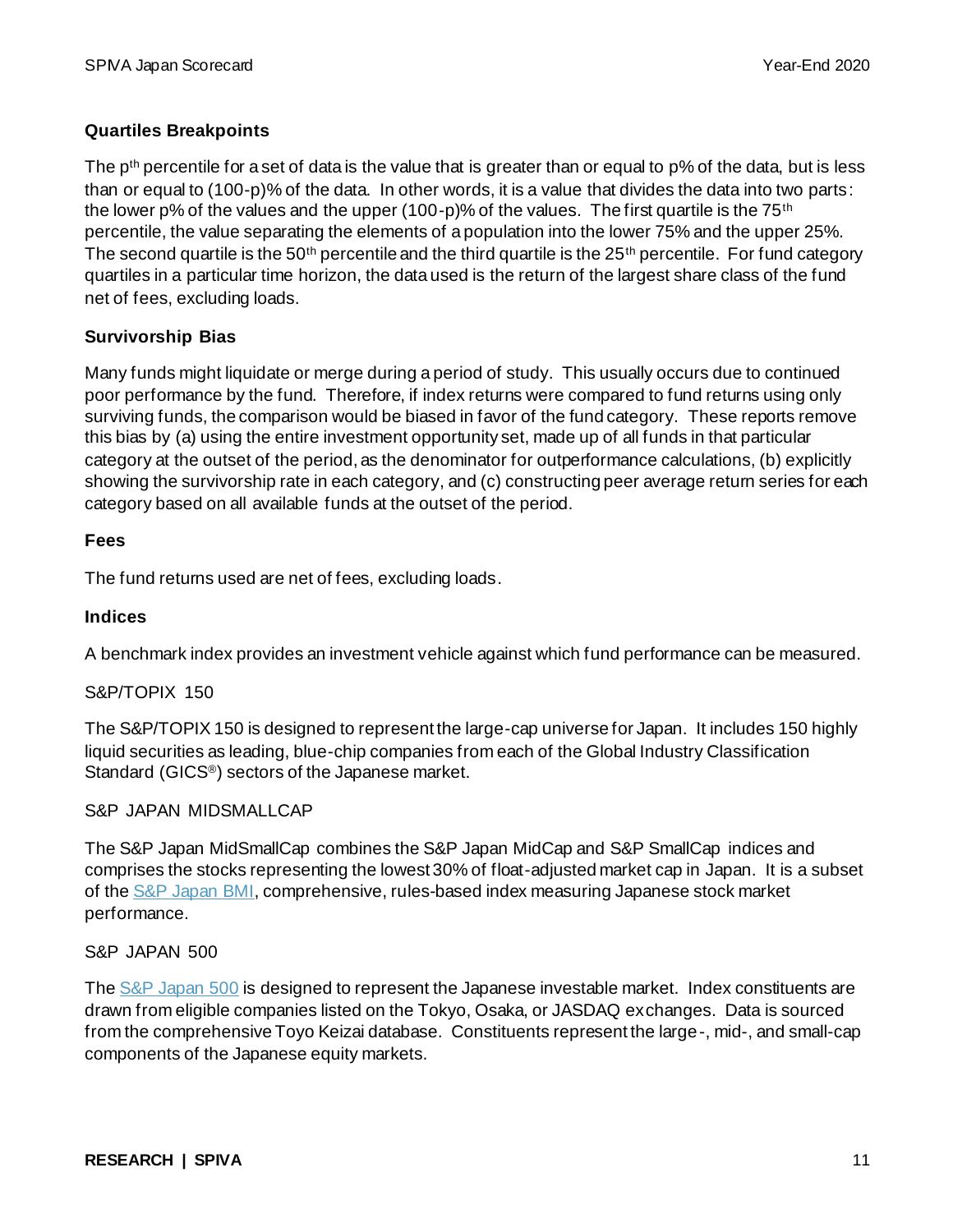### Quartiles Breakpoints

The $p^{th}$ percentile for a set of data is the value that is greater than or equal to p% of the data, but is less than or equal to (100-p)% of the data. In other words, it is a value that divides the data into two parts: the lower p% of the values and the upper (100-p)% of the values. The first quartile is the $75^{th}$ percentile, the value separating the elements of a population into the lower 75% and the upper 25%. The second quartile is the $50^{th}$ percentile and the third quartile is the $25^{th}$ percentile. For fund category quartiles in a particular time horizon, the data used is the return of the largest share class of the fund net of fees, excluding loads.

### Survivorship Bias

Many funds might liquidate or merge during a period of study. This usually occurs due to continued poor performance by the fund. Therefore, if index returns were compared to fund returns using only surviving funds, the comparison would be biased in favor of the fund category. These reports remove this bias by (a) using the entire investment opportunity set, made up of all funds in that particular category at the outset of the period, as the denominator for outperformance calculations, (b) explicitly showing the survivorship rate in each category, and (c) constructing peer average return series for each category based on all available funds at the outset of the period.

### Fees

The fund returns used are net of fees, excluding loads.

### Indices

A benchmark index provides an investment vehicle against which fund performance can be measured.

S&P/TOPIX 150

The S&P/TOPIX 150 is designed to represent the large-cap universe for Japan. It includes 150 highly liquid securities as leading, blue-chip companies from each of the Global Industry Classification Standard (GICS®) sectors of the Japanese market.

S&P JAPAN MIDSMALLCAP

The S&P Japan MidSmallCap combines the S&P Japan MidCap and S&P SmallCap indices and comprises the stocks representing the lowest 30% of float-adjusted market cap in Japan. It is a subset of the S&P Japan BMI, comprehensive, rules-based index measuring Japanese stock market performance.

S&P JAPAN 500

The S&P Japan 500 is designed to represent the Japanese investable market. Index constituents are drawn from eligible companies listed on the Tokyo, Osaka, or JASDAQ exchanges. Data is sourced from the comprehensive Toyo Keizai database. Constituents represent the large-, mid-, and small-cap components of the Japanese equity markets.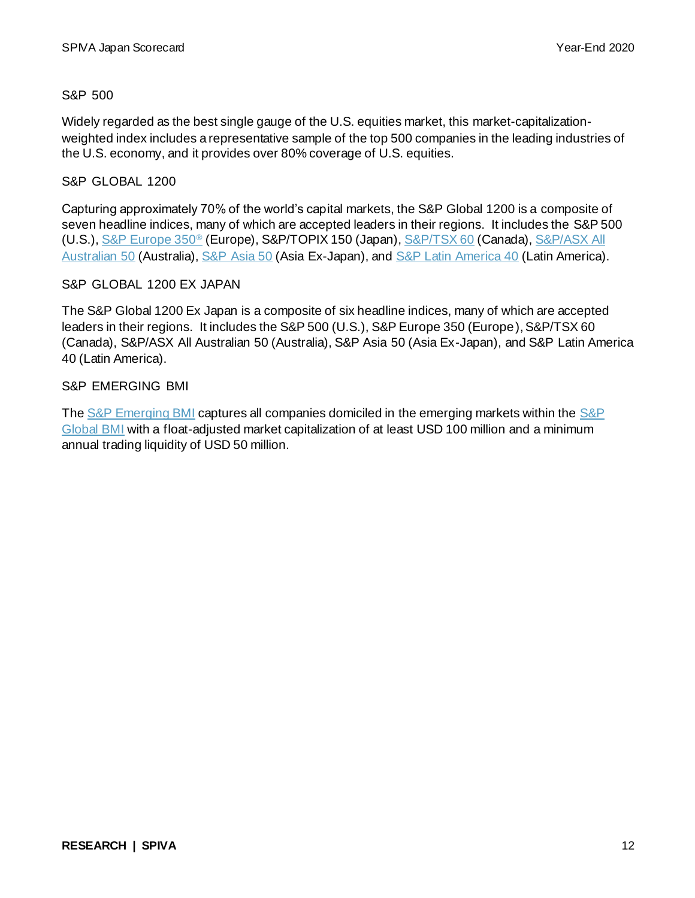### S&P 500

Widely regarded as the best single gauge of the U.S. equities market, this market-capitalization-weighted index includes a representative sample of the top 500 companies in the leading industries of the U.S. economy, and it provides over 80% coverage of U.S. equities.

### S&P GLOBAL 1200

Capturing approximately 70% of the world's capital markets, the S&P Global 1200 is a composite of seven headline indices, many of which are accepted leaders in their regions. It includes the S&P 500 (U.S.), S&P Europe 350® (Europe), S&P/TOPIX 150 (Japan), S&P/TSX 60 (Canada), S&P/ASX All Australian 50 (Australia), S&P Asia 50 (Asia Ex-Japan), and S&P Latin America 40 (Latin America).

### S&P GLOBAL 1200 EX JAPAN

The S&P Global 1200 Ex Japan is a composite of six headline indices, many of which are accepted leaders in their regions. It includes the S&P 500 (U.S.), S&P Europe 350 (Europe), S&P/TSX 60 (Canada), S&P/ASX All Australian 50 (Australia), S&P Asia 50 (Asia Ex-Japan), and S&P Latin America 40 (Latin America).

### S&P EMERGING BMI

The S&P Emerging BMI captures all companies domiciled in the emerging markets within the S&P Global BMI with a float-adjusted market capitalization of at least USD 100 million and a minimum annual trading liquidity of USD 50 million.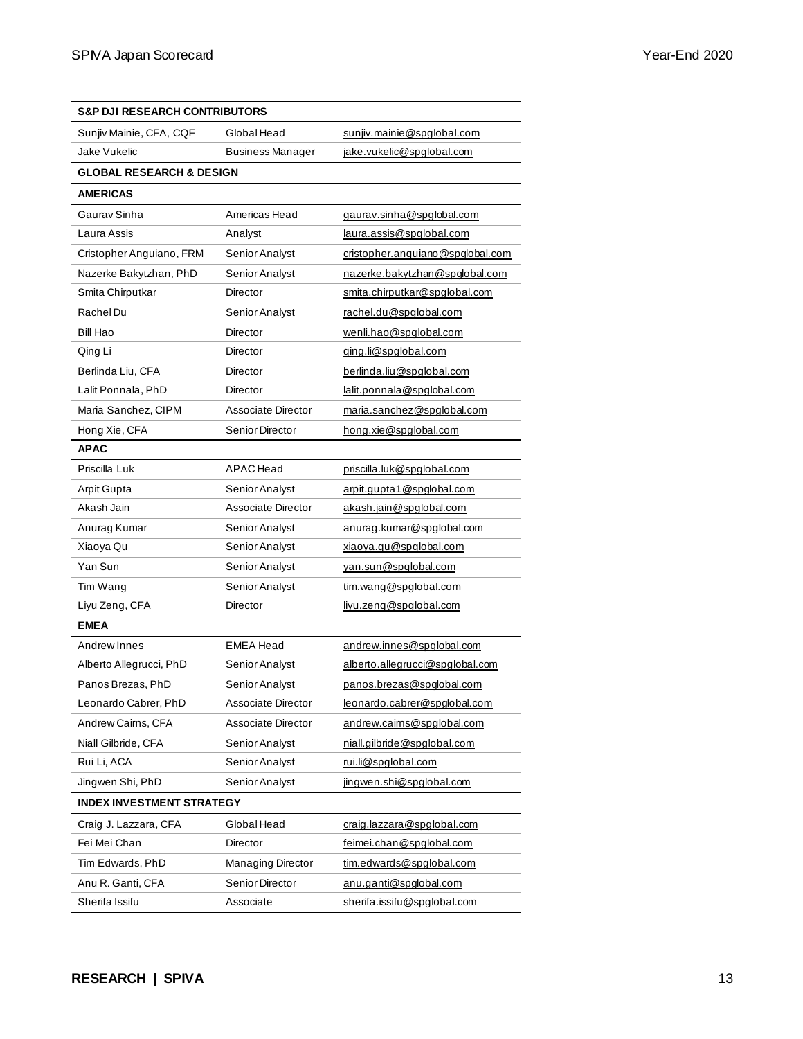| S&P DJI RESEARCH CONTRIBUTORS | | |
|---|---|---|
| Sunjiv Mainie, CFA, CQF | Global Head | sunjiv.mainie@spglobal.com |
| Jake Vukelic | Business Manager | jake.vukelic@spglobal.com |
| **GLOBAL RESEARCH & DESIGN** | | |
| **AMERICAS** | | |
| Gaurav Sinha | Americas Head | gaurav.sinha@spglobal.com |
| Laura Assis | Analyst | laura.assis@spglobal.com |
| Cristopher Anguiano, FRM | Senior Analyst | cristopher.anguiano@spglobal.com |
| Nazerke Bakytzhan, PhD | Senior Analyst | nazerke.bakytzhan@spglobal.com |
| Smita Chirputkar | Director | smita.chirputkar@spglobal.com |
| Rachel Du | Senior Analyst | rachel.du@spglobal.com |
| Bill Hao | Director | wenli.hao@spglobal.com |
| Qing Li | Director | qing.li@spglobal.com |
| Berlinda Liu, CFA | Director | berlinda.liu@spglobal.com |
| Lalit Ponnala, PhD | Director | lalit.ponnala@spglobal.com |
| Maria Sanchez, CIPM | Associate Director | maria.sanchez@spglobal.com |
| Hong Xie, CFA | Senior Director | hong.xie@spglobal.com |
| **APAC** | | |
| Priscilla Luk | APAC Head | priscilla.luk@spglobal.com |
| Arpit Gupta | Senior Analyst | arpit.gupta1@spglobal.com |
| Akash Jain | Associate Director | akash.jain@spglobal.com |
| Anurag Kumar | Senior Analyst | anurag.kumar@spglobal.com |
| Xiaoya Qu | Senior Analyst | xiaoya.qu@spglobal.com |
| Yan Sun | Senior Analyst | yan.sun@spglobal.com |
| Tim Wang | Senior Analyst | tim.wang@spglobal.com |
| Liyu Zeng, CFA | Director | liyu.zeng@spglobal.com |
| **EMEA** | | |
| Andrew Innes | EMEA Head | andrew.innes@spglobal.com |
| Alberto Allegrucci, PhD | Senior Analyst | alberto.allegrucci@spglobal.com |
| Panos Brezas, PhD | Senior Analyst | panos.brezas@spglobal.com |
| Leonardo Cabrer, PhD | Associate Director | leonardo.cabrer@spglobal.com |
| Andrew Cairns, CFA | Associate Director | andrew.cairns@spglobal.com |
| Niall Gilbride, CFA | Senior Analyst | niall.gilbride@spglobal.com |
| Rui Li, ACA | Senior Analyst | rui.li@spglobal.com |
| Jingwen Shi, PhD | Senior Analyst | jingwen.shi@spglobal.com |
| **INDEX INVESTMENT STRATEGY** | | |
| Craig J. Lazzara, CFA | Global Head | craig.lazzara@spglobal.com |
| Fei Mei Chan | Director | feimei.chan@spglobal.com |
| Tim Edwards, PhD | Managing Director | tim.edwards@spglobal.com |
| Anu R. Ganti, CFA | Senior Director | anu.ganti@spglobal.com |
| Sherifa Issifu | Associate | sherifa.issifu@spglobal.com |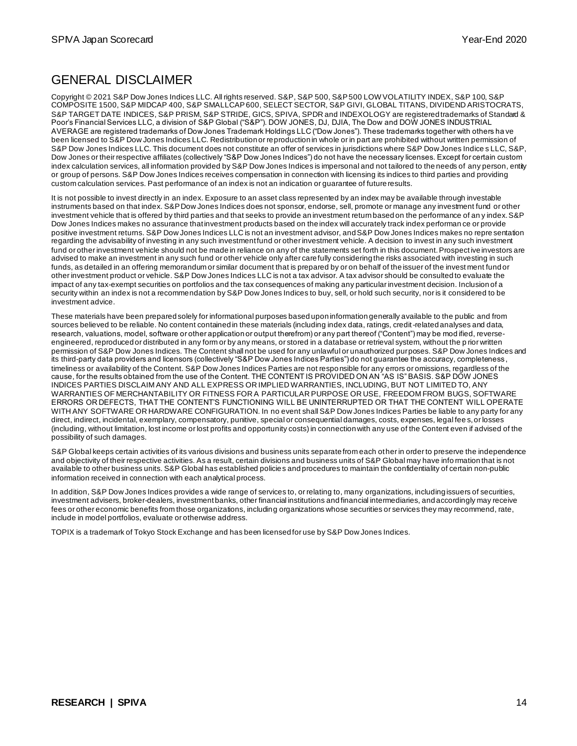# GENERAL DISCLAIMER

Copyright © 2021 S&P Dow Jones Indices LLC. All rights reserved. S&P, S&P 500, S&P 500 LOW VOLATILITY INDEX, S&P 100, S&P COMPOSITE 1500, S&P MIDCAP 400, S&P SMALLCAP 600, SELECT SECTOR, S&P GIVI, GLOBAL TITANS, DIVIDEND ARISTOCRATS, S&P TARGET DATE INDICES, S&P PRISM, S&P STRIDE, GICS, SPIVA, SPDR and INDEXOLOGY are registered trademarks of Standard & Poor's Financial Services LLC, a division of S&P Global ("S&P"). DOW JONES, DJ, DJIA, The Dow and DOW JONES INDUSTRIAL AVERAGE are registered trademarks of Dow Jones Trademark Holdings LLC ("Dow Jones"). These trademarks together with others have been licensed to S&P Dow Jones Indices LLC. Redistribution or reproduction in whole or in part are prohibited without written permission of S&P Dow Jones Indices LLC. This document does not constitute an offer of services in jurisdictions where S&P Dow Jones Indices LLC, S&P, Dow Jones or their respective affiliates (collectively "S&P Dow Jones Indices") do not have the necessary licenses. Except for certain custom index calculation services, all information provided by S&P Dow Jones Indices is impersonal and not tailored to the needs of any person, entity or group of persons. S&P Dow Jones Indices receives compensation in connection with licensing its indices to third parties and providing custom calculation services. Past performance of an index is not an indication or guarantee of future results.

It is not possible to invest directly in an index. Exposure to an asset class represented by an index may be available through investable instruments based on that index. S&P Dow Jones Indices does not sponsor, endorse, sell, promote or manage any investment fund or other investment vehicle that is offered by third parties and that seeks to provide an investment return based on the performance of any index. S&P Dow Jones Indices makes no assurance that investment products based on the index will accurately track index performance or provide positive investment returns. S&P Dow Jones Indices LLC is not an investment advisor, and S&P Dow Jones Indices makes no representation regarding the advisability of investing in any such investment fund or other investment vehicle. A decision to invest in any such investment fund or other investment vehicle should not be made in reliance on any of the statements set forth in this document. Prospective investors are advised to make an investment in any such fund or other vehicle only after carefully considering the risks associated with investing in such funds, as detailed in an offering memorandum or similar document that is prepared by or on behalf of the issuer of the investment fund or other investment product or vehicle. S&P Dow Jones Indices LLC is not a tax advisor. A tax advisor should be consulted to evaluate the impact of any tax-exempt securities on portfolios and the tax consequences of making any particular investment decision. Inclusion of a security within an index is not a recommendation by S&P Dow Jones Indices to buy, sell, or hold such security, nor is it considered to be investment advice.

These materials have been prepared solely for informational purposes based upon information generally available to the public and from sources believed to be reliable. No content contained in these materials (including index data, ratings, credit-related analyses and data, research, valuations, model, software or other application or output therefrom) or any part thereof ("Content") may be modified, reverse-engineered, reproduced or distributed in any form or by any means, or stored in a database or retrieval system, without the prior written permission of S&P Dow Jones Indices. The Content shall not be used for any unlawful or unauthorized purposes. S&P Dow Jones Indices and its third-party data providers and licensors (collectively "S&P Dow Jones Indices Parties") do not guarantee the accuracy, completeness, timeliness or availability of the Content. S&P Dow Jones Indices Parties are not responsible for any errors or omissions, regardless of the cause, for the results obtained from the use of the Content. THE CONTENT IS PROVIDED ON AN "AS IS" BASIS. S&P DOW JONES INDICES PARTIES DISCLAIM ANY AND ALL EXPRESS OR IMPLIED WARRANTIES, INCLUDING, BUT NOT LIMITED TO, ANY WARRANTIES OF MERCHANTABILITY OR FITNESS FOR A PARTICULAR PURPOSE OR USE, FREEDOM FROM BUGS, SOFTWARE ERRORS OR DEFECTS, THAT THE CONTENT'S FUNCTIONING WILL BE UNINTERRUPTED OR THAT THE CONTENT WILL OPERATE WITH ANY SOFTWARE OR HARDWARE CONFIGURATION. In no event shall S&P Dow Jones Indices Parties be liable to any party for any direct, indirect, incidental, exemplary, compensatory, punitive, special or consequential damages, costs, expenses, legal fees, or losses (including, without limitation, lost income or lost profits and opportunity costs) in connection with any use of the Content even if advised of the possibility of such damages.

S&P Global keeps certain activities of its various divisions and business units separate from each other in order to preserve the independence and objectivity of their respective activities. As a result, certain divisions and business units of S&P Global may have information that is not available to other business units. S&P Global has established policies and procedures to maintain the confidentiality of certain non-public information received in connection with each analytical process.

In addition, S&P Dow Jones Indices provides a wide range of services to, or relating to, many organizations, including issuers of securities, investment advisers, broker-dealers, investment banks, other financial institutions and financial intermediaries, and accordingly may receive fees or other economic benefits from those organizations, including organizations whose securities or services they may recommend, rate, include in model portfolios, evaluate or otherwise address.

TOPIX is a trademark of Tokyo Stock Exchange and has been licensed for use by S&P Dow Jones Indices.